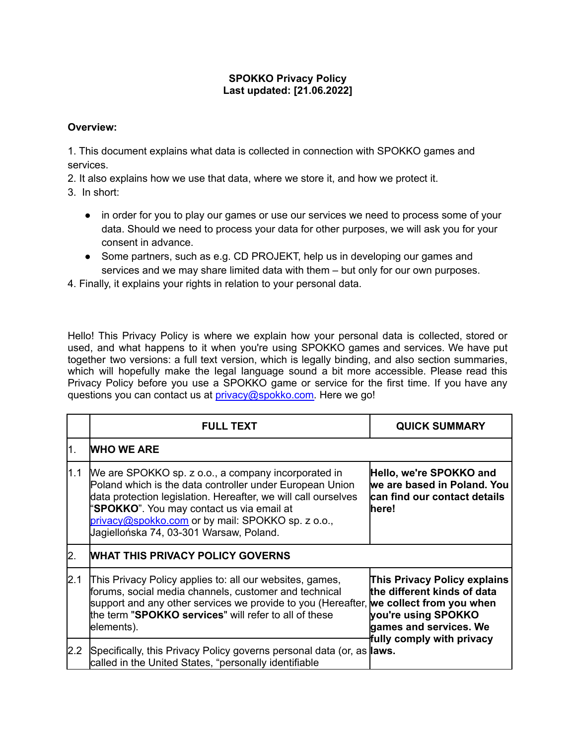**SPOKKO Privacy Policy**
**Last updated: [21.06.2022]**

**Overview:**

1. This document explains what data is collected in connection with SPOKKO games and services.
2. It also explains how we use that data, where we store it, and how we protect it.
3. In short:
   - in order for you to play our games or use our services we need to process some of your data. Should we need to process your data for other purposes, we will ask you for your consent in advance.
   - Some partners, such as e.g. CD PROJEKT, help us in developing our games and services and we may share limited data with them – but only for our own purposes.
4. Finally, it explains your rights in relation to your personal data.

Hello! This Privacy Policy is where we explain how your personal data is collected, stored or used, and what happens to it when you're using SPOKKO games and services. We have put together two versions: a full text version, which is legally binding, and also section summaries, which will hopefully make the legal language sound a bit more accessible. Please read this Privacy Policy before you use a SPOKKO game or service for the first time. If you have any questions you can contact us at privacy@spokko.com. Here we go!

| | FULL TEXT | QUICK SUMMARY |
|---|---|---|
| 1. | **WHO WE ARE** | |
| 1.1 | We are SPOKKO sp. z o.o., a company incorporated in Poland which is the data controller under European Union data protection legislation. Hereafter, we will call ourselves "**SPOKKO**". You may contact us via email at privacy@spokko.com or by mail: SPOKKO sp. z o.o., Jagiellońska 74, 03-301 Warsaw, Poland. | **Hello, we're SPOKKO and we are based in Poland. You can find our contact details here!** |
| 2. | **WHAT THIS PRIVACY POLICY GOVERNS** | |
| 2.1 | This Privacy Policy applies to: all our websites, games, forums, social media channels, customer and technical support and any other services we provide to you (Hereafter, the term "**SPOKKO services**" will refer to all of these elements). | **This Privacy Policy explains the different kinds of data we collect from you when you're using SPOKKO games and services. We fully comply with privacy laws.** |
| 2.2 | Specifically, this Privacy Policy governs personal data (or, as called in the United States, "personally identifiable | |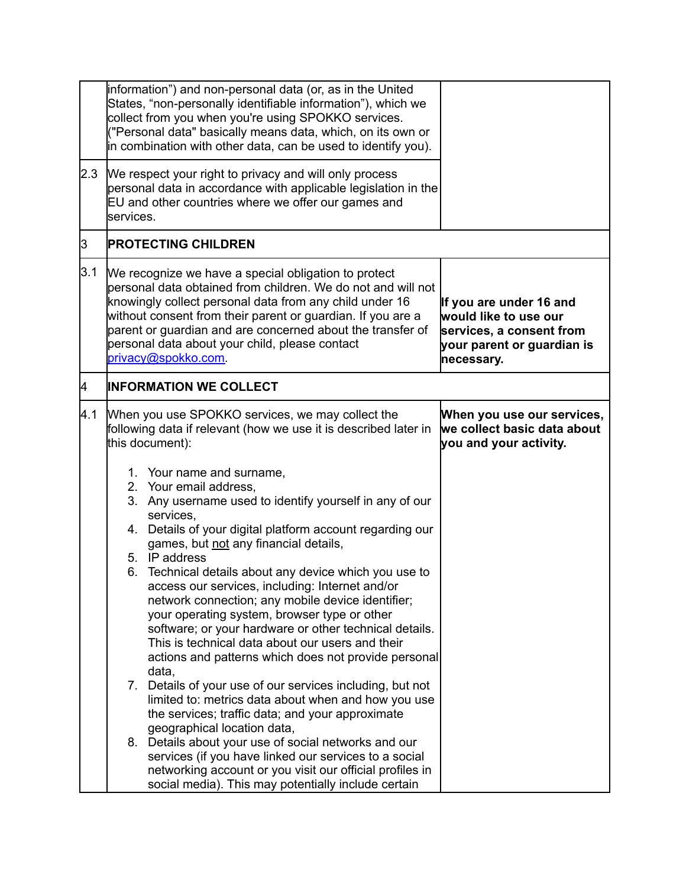| | | |
|---|---|---|
| | information") and non-personal data (or, as in the United States, "non-personally identifiable information"), which we collect from you when you're using SPOKKO services. ("Personal data" basically means data, which, on its own or in combination with other data, can be used to identify you). | |
| 2.3 | We respect your right to privacy and will only process personal data in accordance with applicable legislation in the EU and other countries where we offer our games and services. | |
| 3 | **PROTECTING CHILDREN** | |
| 3.1 | We recognize we have a special obligation to protect personal data obtained from children. We do not and will not knowingly collect personal data from any child under 16 without consent from their parent or guardian. If you are a parent or guardian and are concerned about the transfer of personal data about your child, please contact [privacy@spokko.com](mailto:privacy@spokko.com). | **If you are under 16 and would like to use our services, a consent from your parent or guardian is necessary.** |
| 4 | **INFORMATION WE COLLECT** | |
| 4.1 | When you use SPOKKO services, we may collect the following data if relevant (how we use it is described later in this document):<br><br>1. Your name and surname,<br>2. Your email address,<br>3. Any username used to identify yourself in any of our services,<br>4. Details of your digital platform account regarding our games, but <u>not</u> any financial details,<br>5. IP address<br>6. Technical details about any device which you use to access our services, including: Internet and/or network connection; any mobile device identifier; your operating system, browser type or other software; or your hardware or other technical details. This is technical data about our users and their actions and patterns which does not provide personal data,<br>7. Details of your use of our services including, but not limited to: metrics data about when and how you use the services; traffic data; and your approximate geographical location data,<br>8. Details about your use of social networks and our services (if you have linked our services to a social networking account or you visit our official profiles in social media). This may potentially include certain | **When you use our services, we collect basic data about you and your activity.** |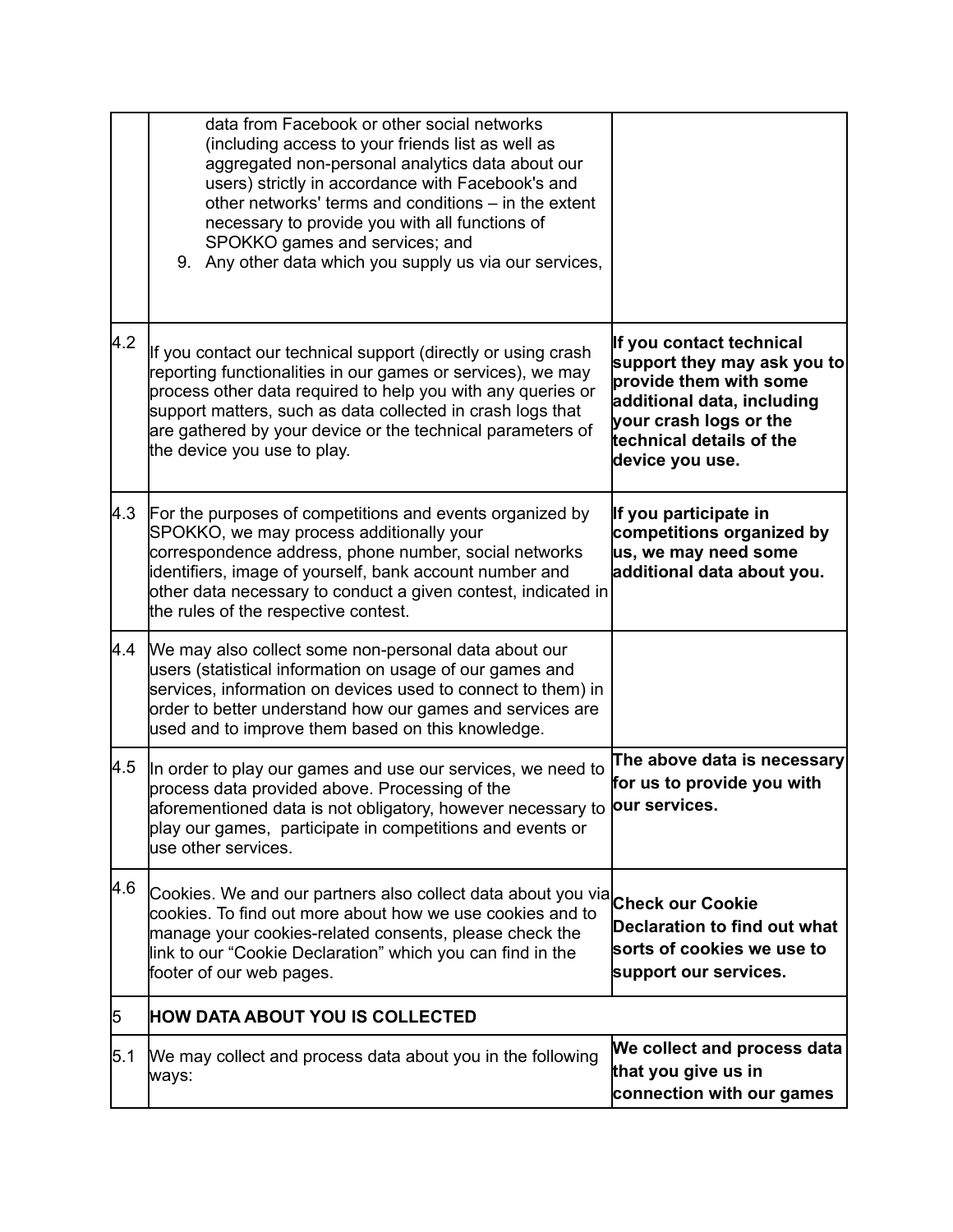| | | |
|---|---|---|
| | data from Facebook or other social networks (including access to your friends list as well as aggregated non-personal analytics data about our users) strictly in accordance with Facebook's and other networks' terms and conditions – in the extent necessary to provide you with all functions of SPOKKO games and services; and<br>9. Any other data which you supply us via our services, | |
| 4.2 | If you contact our technical support (directly or using crash reporting functionalities in our games or services), we may process other data required to help you with any queries or support matters, such as data collected in crash logs that are gathered by your device or the technical parameters of the device you use to play. | **If you contact technical support they may ask you to provide them with some additional data, including your crash logs or the technical details of the device you use.** |
| 4.3 | For the purposes of competitions and events organized by SPOKKO, we may process additionally your correspondence address, phone number, social networks identifiers, image of yourself, bank account number and other data necessary to conduct a given contest, indicated in the rules of the respective contest. | **If you participate in competitions organized by us, we may need some additional data about you.** |
| 4.4 | We may also collect some non-personal data about our users (statistical information on usage of our games and services, information on devices used to connect to them) in order to better understand how our games and services are used and to improve them based on this knowledge. | |
| 4.5 | In order to play our games and use our services, we need to process data provided above. Processing of the aforementioned data is not obligatory, however necessary to play our games, participate in competitions and events or use other services. | **The above data is necessary for us to provide you with our services.** |
| 4.6 | Cookies. We and our partners also collect data about you via cookies. To find out more about how we use cookies and to manage your cookies-related consents, please check the link to our "Cookie Declaration" which you can find in the footer of our web pages. | **Check our Cookie Declaration to find out what sorts of cookies we use to support our services.** |
| 5 | **HOW DATA ABOUT YOU IS COLLECTED** | |
| 5.1 | We may collect and process data about you in the following ways: | **We collect and process data that you give us in connection with our games** |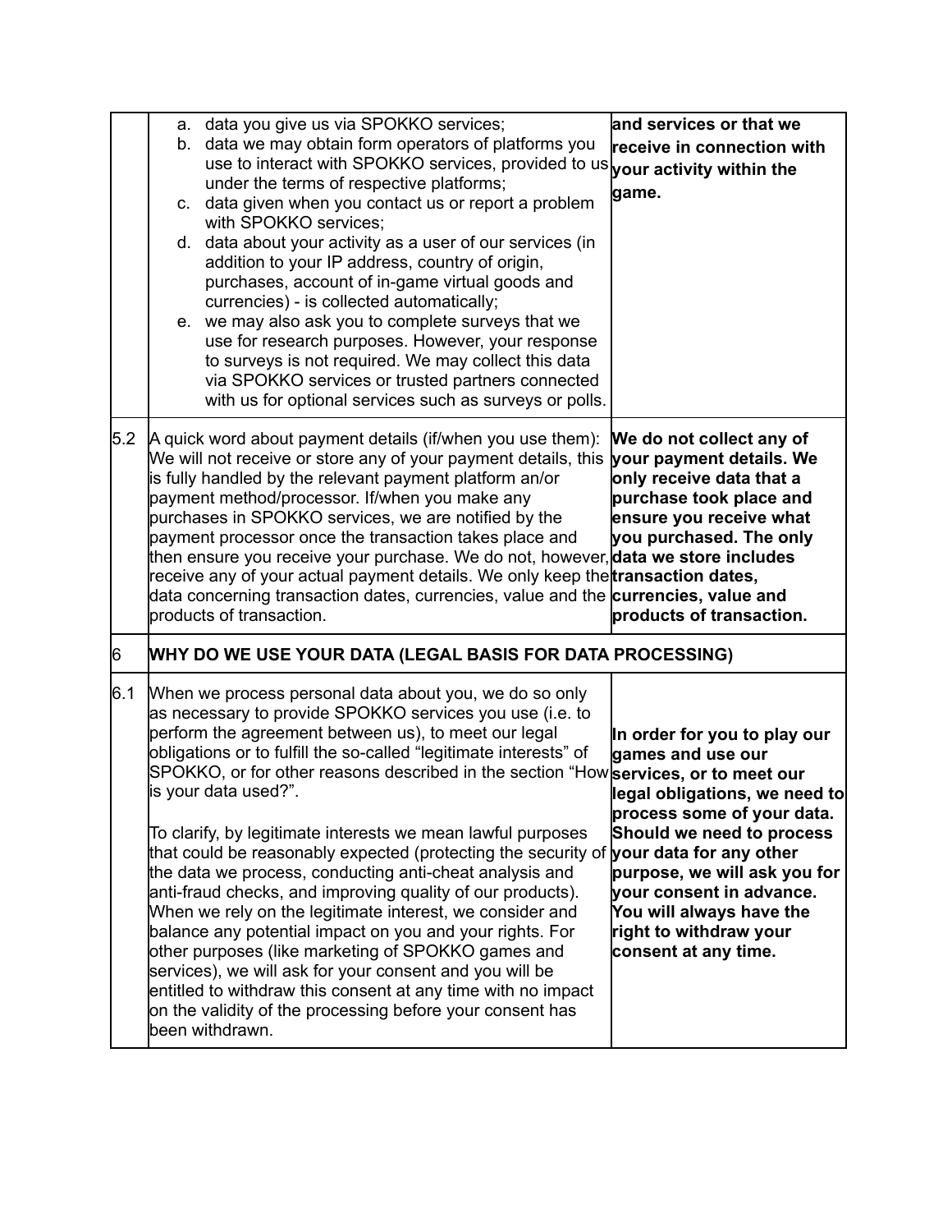| | | |
|---|---|---|
| | a. data you give us via SPOKKO services;<br>b. data we may obtain form operators of platforms you use to interact with SPOKKO services, provided to us under the terms of respective platforms;<br>c. data given when you contact us or report a problem with SPOKKO services;<br>d. data about your activity as a user of our services (in addition to your IP address, country of origin, purchases, account of in-game virtual goods and currencies) - is collected automatically;<br>e. we may also ask you to complete surveys that we use for research purposes. However, your response to surveys is not required. We may collect this data via SPOKKO services or trusted partners connected with us for optional services such as surveys or polls. | **and services or that we receive in connection with your activity within the game.** |
| 5.2 | A quick word about payment details (if/when you use them): We will not receive or store any of your payment details, this is fully handled by the relevant payment platform an/or payment method/processor. If/when you make any purchases in SPOKKO services, we are notified by the payment processor once the transaction takes place and then ensure you receive your purchase. We do not, however, receive any of your actual payment details. We only keep the data concerning transaction dates, currencies, value and the products of transaction. | **We do not collect any of your payment details. We only receive data that a purchase took place and ensure you receive what you purchased. The only data we store includes transaction dates, currencies, value and products of transaction.** |
| 6 | **WHY DO WE USE YOUR DATA (LEGAL BASIS FOR DATA PROCESSING)** | |
| 6.1 | When we process personal data about you, we do so only as necessary to provide SPOKKO services you use (i.e. to perform the agreement between us), to meet our legal obligations or to fulfill the so-called "legitimate interests" of SPOKKO, or for other reasons described in the section "How is your data used?".<br><br>To clarify, by legitimate interests we mean lawful purposes that could be reasonably expected (protecting the security of the data we process, conducting anti-cheat analysis and anti-fraud checks, and improving quality of our products). When we rely on the legitimate interest, we consider and balance any potential impact on you and your rights. For other purposes (like marketing of SPOKKO games and services), we will ask for your consent and you will be entitled to withdraw this consent at any time with no impact on the validity of the processing before your consent has been withdrawn. | **In order for you to play our games and use our services, or to meet our legal obligations, we need to process some of your data. Should we need to process your data for any other purpose, we will ask you for your consent in advance. You will always have the right to withdraw your consent at any time.** |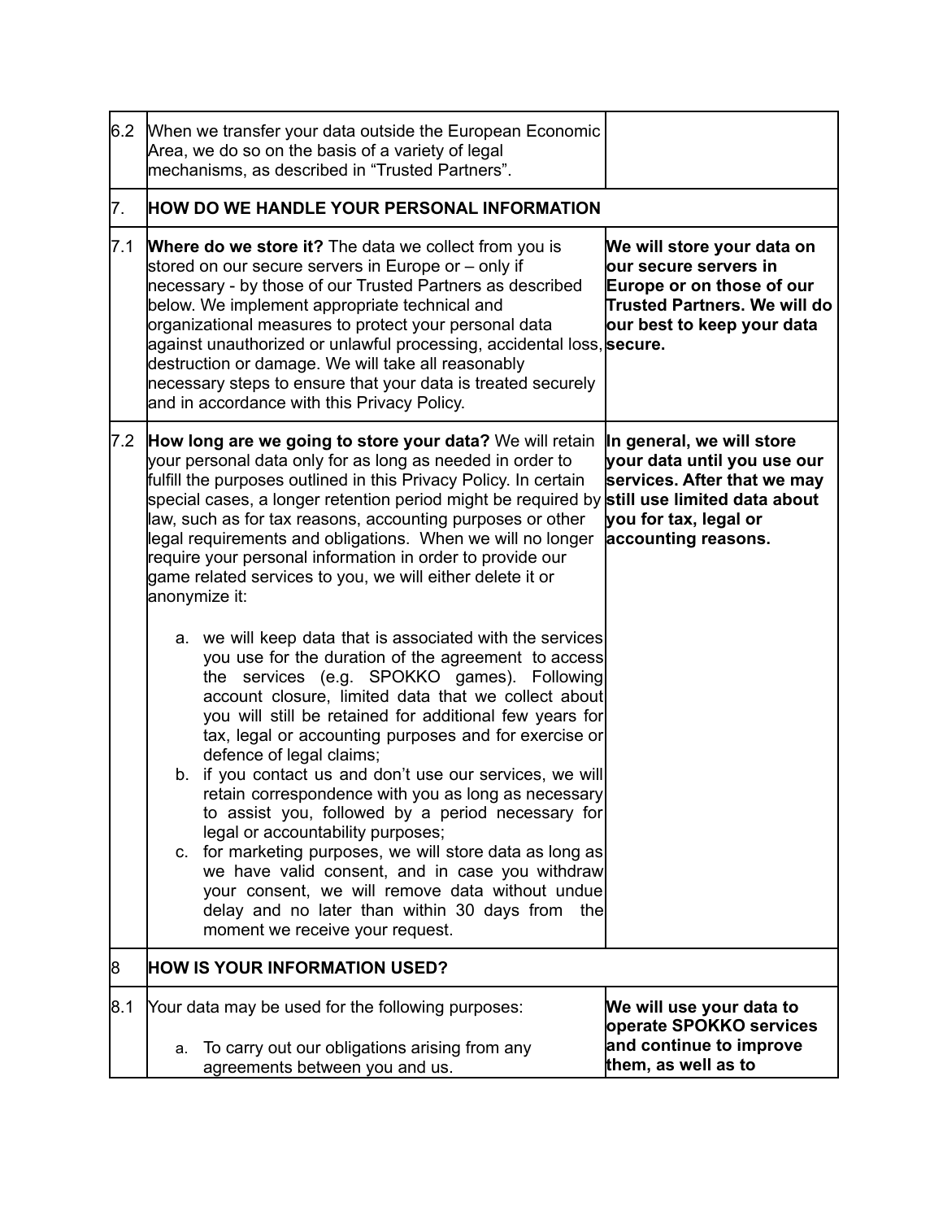| | | |
|---|---|---|
| 6.2 | When we transfer your data outside the European Economic Area, we do so on the basis of a variety of legal mechanisms, as described in “Trusted Partners”. | |
| 7. | **HOW DO WE HANDLE YOUR PERSONAL INFORMATION** | |
| 7.1 | **Where do we store it?** The data we collect from you is stored on our secure servers in Europe or – only if necessary - by those of our Trusted Partners as described below. We implement appropriate technical and organizational measures to protect your personal data against unauthorized or unlawful processing, accidental loss, destruction or damage. We will take all reasonably necessary steps to ensure that your data is treated securely and in accordance with this Privacy Policy. | **We will store your data on our secure servers in Europe or on those of our Trusted Partners. We will do our best to keep your data secure.** |
| 7.2 | **How long are we going to store your data?** We will retain your personal data only for as long as needed in order to fulfill the purposes outlined in this Privacy Policy. In certain special cases, a longer retention period might be required by law, such as for tax reasons, accounting purposes or other legal requirements and obligations. When we will no longer require your personal information in order to provide our game related services to you, we will either delete it or anonymize it:<br><br>a. we will keep data that is associated with the services you use for the duration of the agreement to access the services (e.g. SPOKKO games). Following account closure, limited data that we collect about you will still be retained for additional few years for tax, legal or accounting purposes and for exercise or defence of legal claims;<br>b. if you contact us and don’t use our services, we will retain correspondence with you as long as necessary to assist you, followed by a period necessary for legal or accountability purposes;<br>c. for marketing purposes, we will store data as long as we have valid consent, and in case you withdraw your consent, we will remove data without undue delay and no later than within 30 days from the moment we receive your request. | **In general, we will store your data until you use our services. After that we may still use limited data about you for tax, legal or accounting reasons.** |
| 8 | **HOW IS YOUR INFORMATION USED?** | |
| 8.1 | Your data may be used for the following purposes:<br><br>a. To carry out our obligations arising from any agreements between you and us. | **We will use your data to operate SPOKKO services and continue to improve them, as well as to** |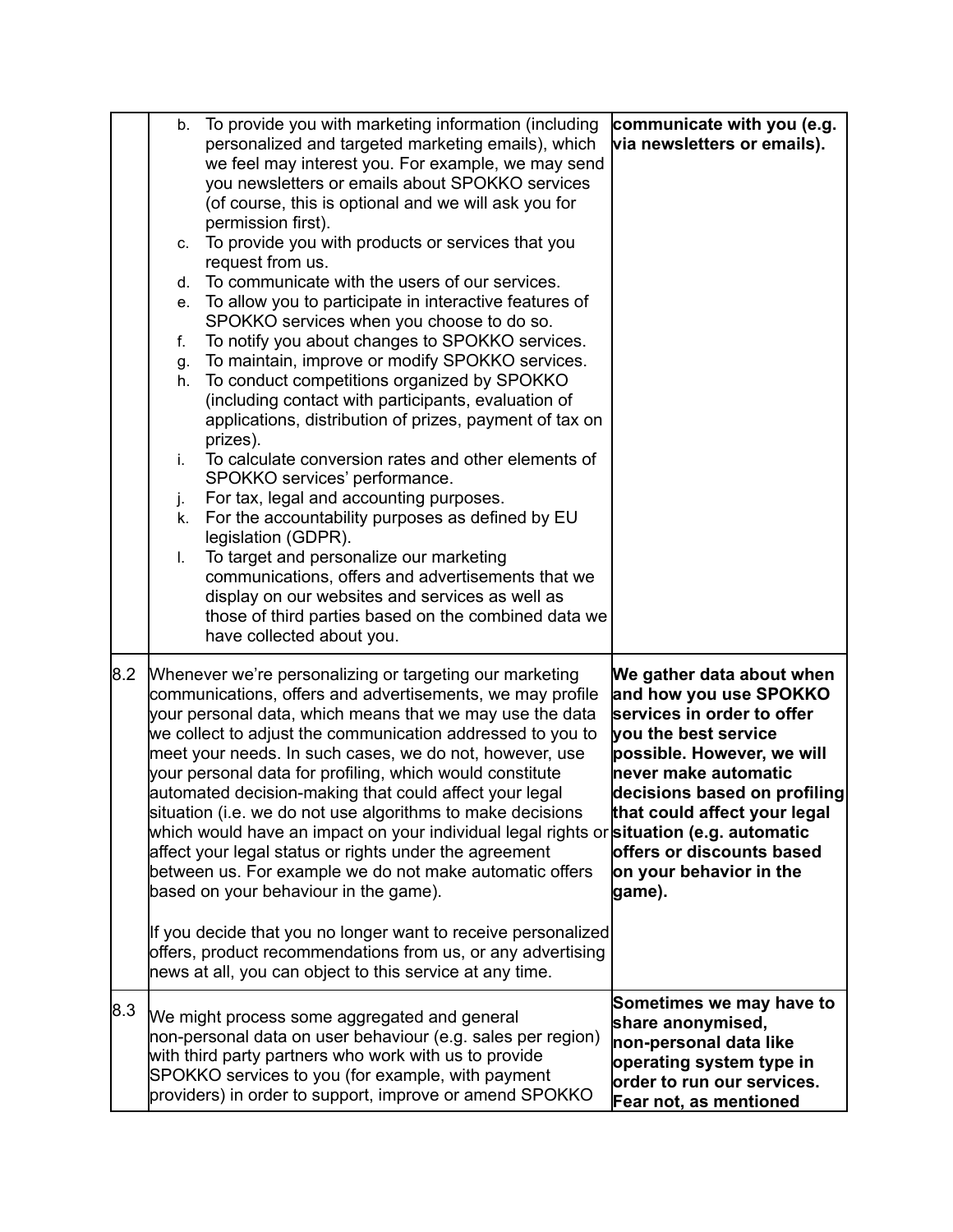|  |  |  |
| --- | --- | --- |
|  | b. To provide you with marketing information (including personalized and targeted marketing emails), which we feel may interest you. For example, we may send you newsletters or emails about SPOKKO services (of course, this is optional and we will ask you for permission first).<br>c. To provide you with products or services that you request from us.<br>d. To communicate with the users of our services.<br>e. To allow you to participate in interactive features of SPOKKO services when you choose to do so.<br>f. To notify you about changes to SPOKKO services.<br>g. To maintain, improve or modify SPOKKO services.<br>h. To conduct competitions organized by SPOKKO (including contact with participants, evaluation of applications, distribution of prizes, payment of tax on prizes).<br>i. To calculate conversion rates and other elements of SPOKKO services' performance.<br>j. For tax, legal and accounting purposes.<br>k. For the accountability purposes as defined by EU legislation (GDPR).<br>l. To target and personalize our marketing communications, offers and advertisements that we display on our websites and services as well as those of third parties based on the combined data we have collected about you. | **communicate with you (e.g. via newsletters or emails).** |
| 8.2 | Whenever we're personalizing or targeting our marketing communications, offers and advertisements, we may profile your personal data, which means that we may use the data we collect to adjust the communication addressed to you to meet your needs. In such cases, we do not, however, use your personal data for profiling, which would constitute automated decision-making that could affect your legal situation (i.e. we do not use algorithms to make decisions which would have an impact on your individual legal rights or affect your legal status or rights under the agreement between us. For example we do not make automatic offers based on your behaviour in the game).<br><br>If you decide that you no longer want to receive personalized offers, product recommendations from us, or any advertising news at all, you can object to this service at any time. | **We gather data about when and how you use SPOKKO services in order to offer you the best service possible. However, we will never make automatic decisions based on profiling that could affect your legal situation (e.g. automatic offers or discounts based on your behavior in the game).** |
| 8.3 | We might process some aggregated and general non-personal data on user behaviour (e.g. sales per region) with third party partners who work with us to provide SPOKKO services to you (for example, with payment providers) in order to support, improve or amend SPOKKO | **Sometimes we may have to share anonymised, non-personal data like operating system type in order to run our services. Fear not, as mentioned** |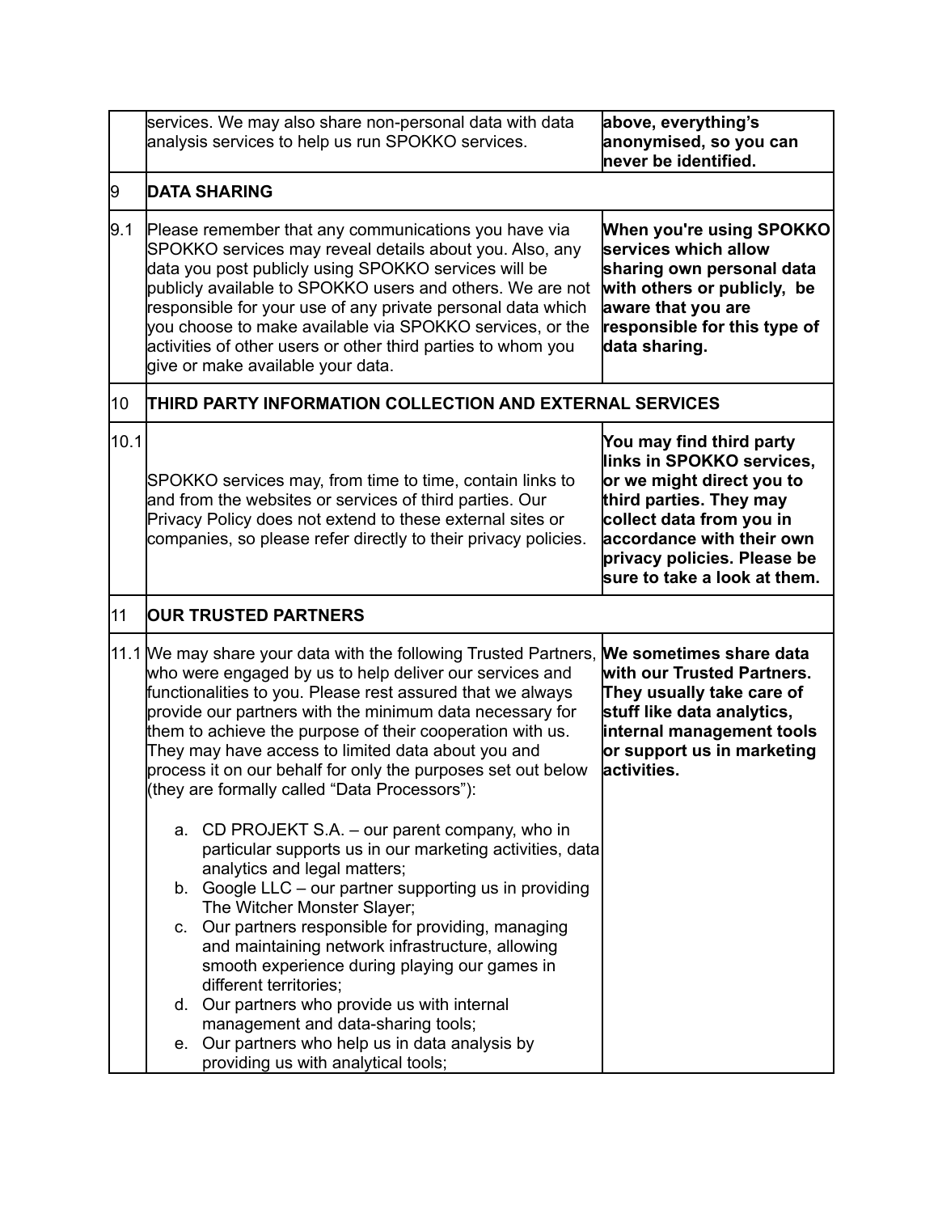| | | |
|---|---|---|
| | services. We may also share non-personal data with data analysis services to help us run SPOKKO services. | **above, everything's anonymised, so you can never be identified.** |
| 9 | **DATA SHARING** | |
| 9.1 | Please remember that any communications you have via SPOKKO services may reveal details about you. Also, any data you post publicly using SPOKKO services will be publicly available to SPOKKO users and others. We are not responsible for your use of any private personal data which you choose to make available via SPOKKO services, or the activities of other users or other third parties to whom you give or make available your data. | **When you're using SPOKKO services which allow sharing own personal data with others or publicly, be aware that you are responsible for this type of data sharing.** |
| 10 | **THIRD PARTY INFORMATION COLLECTION AND EXTERNAL SERVICES** | |
| 10.1 | SPOKKO services may, from time to time, contain links to and from the websites or services of third parties. Our Privacy Policy does not extend to these external sites or companies, so please refer directly to their privacy policies. | **You may find third party links in SPOKKO services, or we might direct you to third parties. They may collect data from you in accordance with their own privacy policies. Please be sure to take a look at them.** |
| 11 | **OUR TRUSTED PARTNERS** | |
| 11.1 | We may share your data with the following Trusted Partners, who were engaged by us to help deliver our services and functionalities to you. Please rest assured that we always provide our partners with the minimum data necessary for them to achieve the purpose of their cooperation with us. They may have access to limited data about you and process it on our behalf for only the purposes set out below (they are formally called "Data Processors"):<br><br>a. CD PROJEKT S.A. – our parent company, who in particular supports us in our marketing activities, data analytics and legal matters;<br>b. Google LLC – our partner supporting us in providing The Witcher Monster Slayer;<br>c. Our partners responsible for providing, managing and maintaining network infrastructure, allowing smooth experience during playing our games in different territories;<br>d. Our partners who provide us with internal management and data-sharing tools;<br>e. Our partners who help us in data analysis by providing us with analytical tools; | **We sometimes share data with our Trusted Partners. They usually take care of stuff like data analytics, internal management tools or support us in marketing activities.** |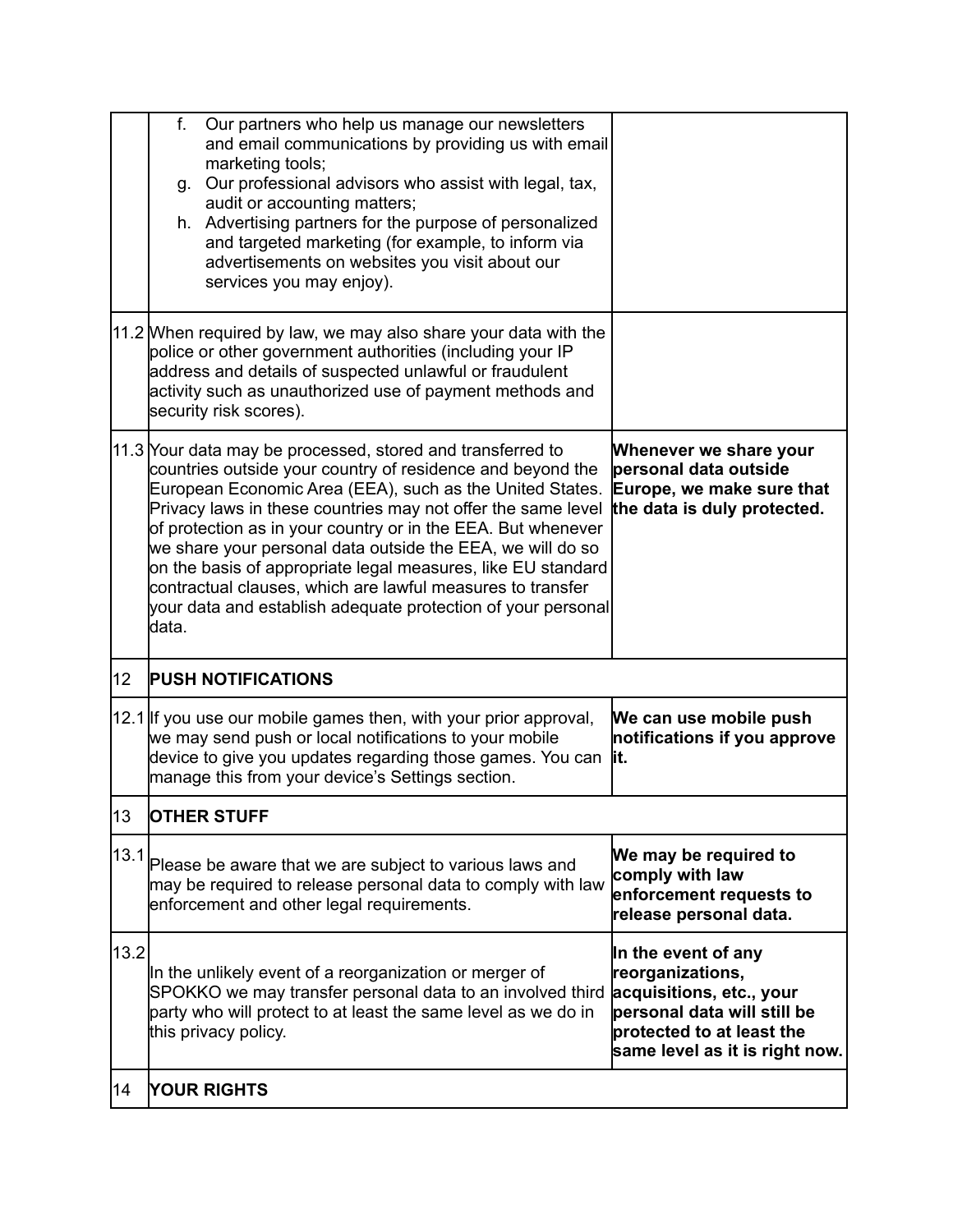| | | |
|---|---|---|
| | f. Our partners who help us manage our newsletters and email communications by providing us with email marketing tools;<br>g. Our professional advisors who assist with legal, tax, audit or accounting matters;<br>h. Advertising partners for the purpose of personalized and targeted marketing (for example, to inform via advertisements on websites you visit about our services you may enjoy). | |
| 11.2 | When required by law, we may also share your data with the police or other government authorities (including your IP address and details of suspected unlawful or fraudulent activity such as unauthorized use of payment methods and security risk scores). | |
| 11.3 | Your data may be processed, stored and transferred to countries outside your country of residence and beyond the European Economic Area (EEA), such as the United States. Privacy laws in these countries may not offer the same level of protection as in your country or in the EEA. But whenever we share your personal data outside the EEA, we will do so on the basis of appropriate legal measures, like EU standard contractual clauses, which are lawful measures to transfer your data and establish adequate protection of your personal data. | **Whenever we share your personal data outside Europe, we make sure that the data is duly protected.** |
| 12 | **PUSH NOTIFICATIONS** | |
| 12.1 | If you use our mobile games then, with your prior approval, we may send push or local notifications to your mobile device to give you updates regarding those games. You can manage this from your device's Settings section. | **We can use mobile push notifications if you approve it.** |
| 13 | **OTHER STUFF** | |
| 13.1 | Please be aware that we are subject to various laws and may be required to release personal data to comply with law enforcement and other legal requirements. | **We may be required to comply with law enforcement requests to release personal data.** |
| 13.2 | In the unlikely event of a reorganization or merger of SPOKKO we may transfer personal data to an involved third party who will protect to at least the same level as we do in this privacy policy. | **In the event of any reorganizations, acquisitions, etc., your personal data will still be protected to at least the same level as it is right now.** |
| 14 | **YOUR RIGHTS** | |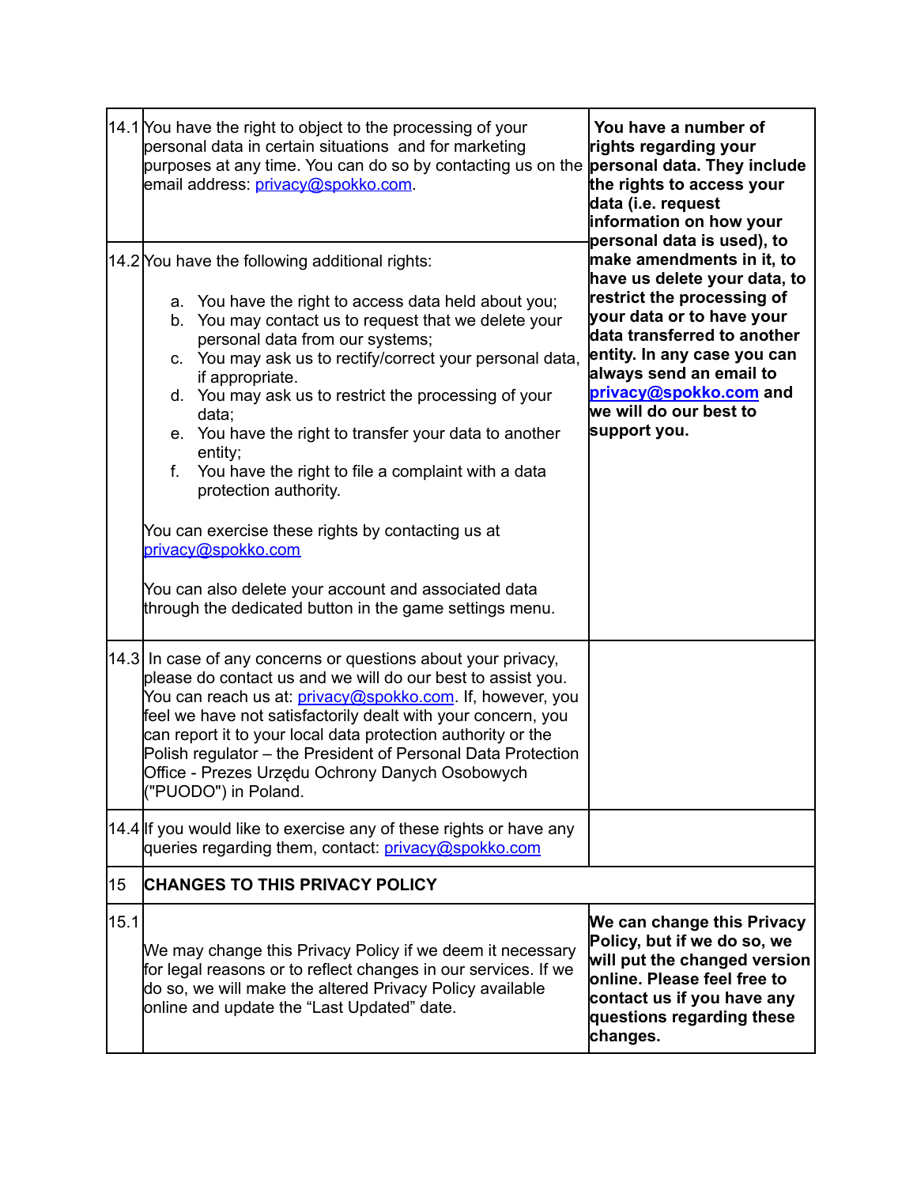| | | |
|---|---|---|
| 14.1 | You have the right to object to the processing of your personal data in certain situations and for marketing purposes at any time. You can do so by contacting us on the email address: privacy@spokko.com. | **You have a number of rights regarding your personal data. They include the rights to access your data (i.e. request information on how your personal data is used), to make amendments in it, to have us delete your data, to restrict the processing of your data or to have your data transferred to another entity. In any case you can always send an email to privacy@spokko.com and we will do our best to support you.** |
| 14.2 | You have the following additional rights:<br><br>a. You have the right to access data held about you;<br>b. You may contact us to request that we delete your personal data from our systems;<br>c. You may ask us to rectify/correct your personal data, if appropriate.<br>d. You may ask us to restrict the processing of your data;<br>e. You have the right to transfer your data to another entity;<br>f. You have the right to file a complaint with a data protection authority.<br><br>You can exercise these rights by contacting us at privacy@spokko.com<br><br>You can also delete your account and associated data through the dedicated button in the game settings menu. | |
| 14.3 | In case of any concerns or questions about your privacy, please do contact us and we will do our best to assist you. You can reach us at: privacy@spokko.com. If, however, you feel we have not satisfactorily dealt with your concern, you can report it to your local data protection authority or the Polish regulator – the President of Personal Data Protection Office - Prezes Urzędu Ochrony Danych Osobowych ("PUODO") in Poland. | |
| 14.4 | If you would like to exercise any of these rights or have any queries regarding them, contact: privacy@spokko.com | |
| 15 | **CHANGES TO THIS PRIVACY POLICY** | |
| 15.1 | We may change this Privacy Policy if we deem it necessary for legal reasons or to reflect changes in our services. If we do so, we will make the altered Privacy Policy available online and update the "Last Updated" date. | **We can change this Privacy Policy, but if we do so, we will put the changed version online. Please feel free to contact us if you have any questions regarding these changes.** |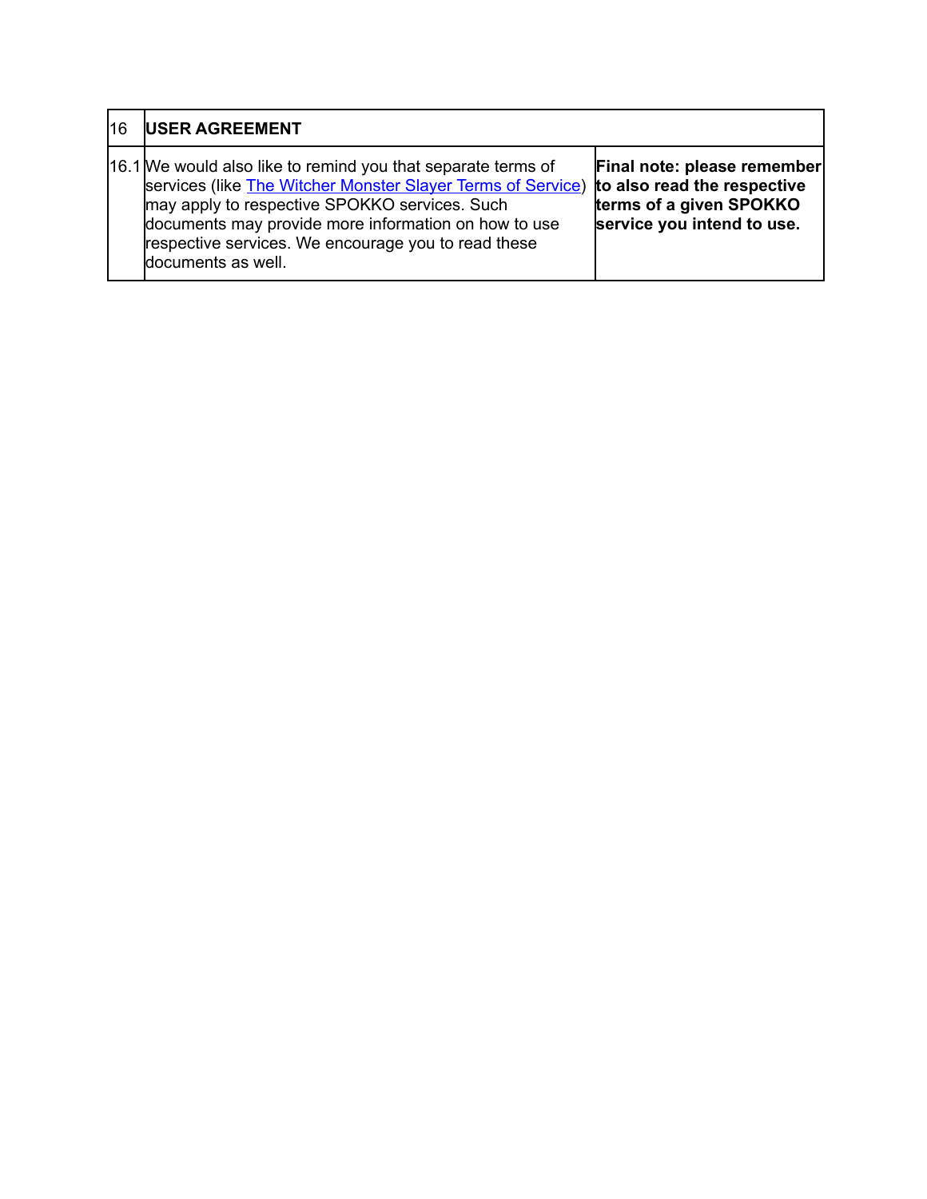| | | |
|---|---|---|
| 16 | **USER AGREEMENT** | |
| 16.1 | We would also like to remind you that separate terms of services (like [The Witcher Monster Slayer Terms of Service]) may apply to respective SPOKKO services. Such documents may provide more information on how to use respective services. We encourage you to read these documents as well. | **Final note: please remember to also read the respective terms of a given SPOKKO service you intend to use.** |